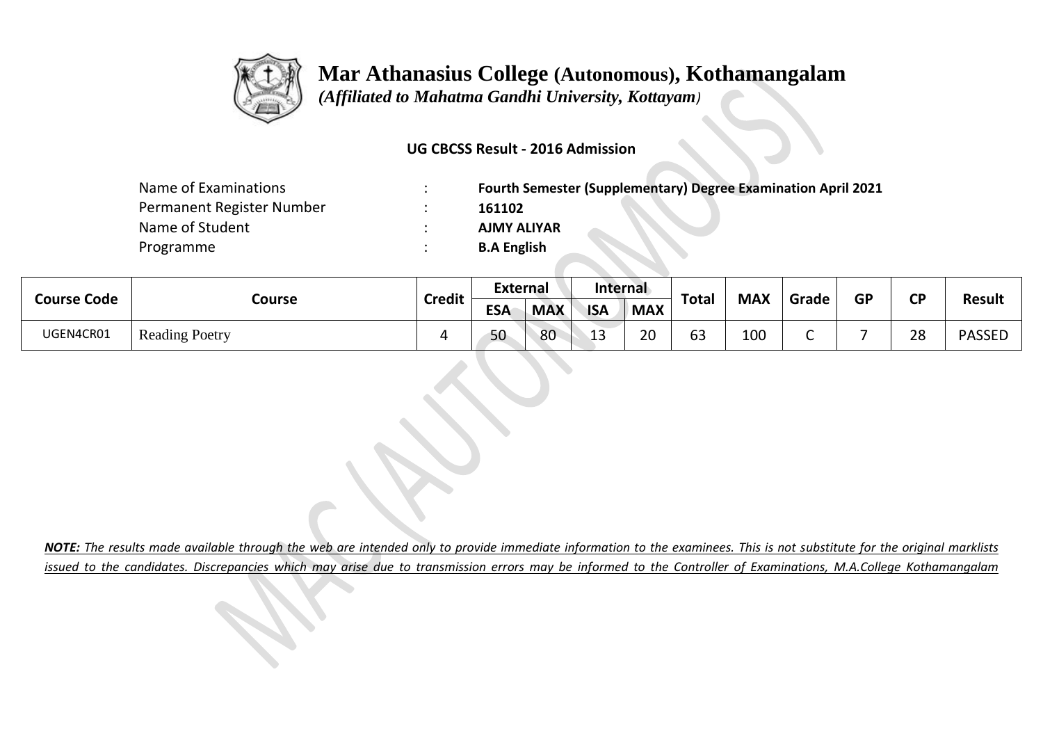# Mar Athanasius College (Autonomous), Kothamangalam

*(Affiliated to Mahatma Gandhi University, Kottayam)*

**UG CBCSS Result - 2016 Admission**

| | | |
|---|---|---|
| Name of Examinations | : | **Fourth Semester (Supplementary) Degree Examination April 2021** |
| Permanent Register Number | : | **161102** |
| Name of Student | : | **AJMY ALIYAR** |
| Programme | : | **B.A English** |

| Course Code | Course | Credit | External | | Internal | | Total | MAX | Grade | GP | CP | Result |
|---|---|---|---|---|---|---|---|---|---|---|---|---|
| | | | ESA | MAX | ISA | MAX | | | | | | |
| UGEN4CR01 | Reading Poetry | 4 | 50 | 80 | 13 | 20 | 63 | 100 | C | 7 | 28 | PASSED |

***NOTE:** The results made available through the web are intended only to provide immediate information to the examinees. This is not substitute for the original marklists issued to the candidates. Discrepancies which may arise due to transmission errors may be informed to the Controller of Examinations, M.A.College Kothamangalam*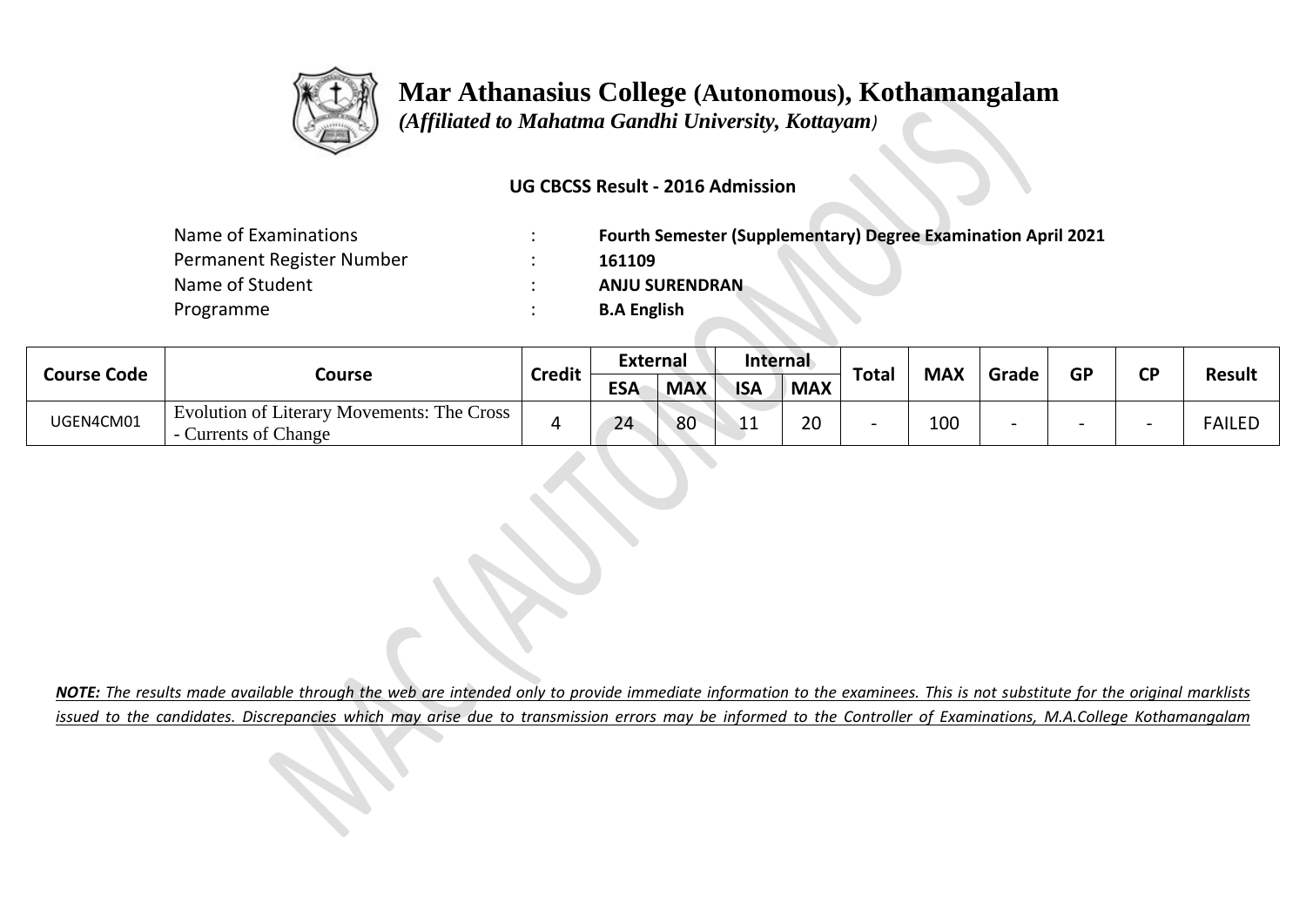# Mar Athanasius College (Autonomous), Kothamangalam

*(Affiliated to Mahatma Gandhi University, Kottayam)*

**UG CBCSS Result - 2016 Admission**

| | | |
|---|---|---|
| Name of Examinations | : | **Fourth Semester (Supplementary) Degree Examination April 2021** |
| Permanent Register Number | : | **161109** |
| Name of Student | : | **ANJU SURENDRAN** |
| Programme | : | **B.A English** |

| Course Code | Course | Credit | External | | Internal | | Total | MAX | Grade | GP | CP | Result |
|---|---|---|---|---|---|---|---|---|---|---|---|---|
| | | | ESA | MAX | ISA | MAX | | | | | | |
| UGEN4CM01 | Evolution of Literary Movements: The Cross - Currents of Change | 4 | 24 | 80 | 11 | 20 | - | 100 | - | - | - | FAILED |

***NOTE:*** *The results made available through the web are intended only to provide immediate information to the examinees. This is not substitute for the original marklists issued to the candidates. Discrepancies which may arise due to transmission errors may be informed to the Controller of Examinations, M.A.College Kothamangalam*